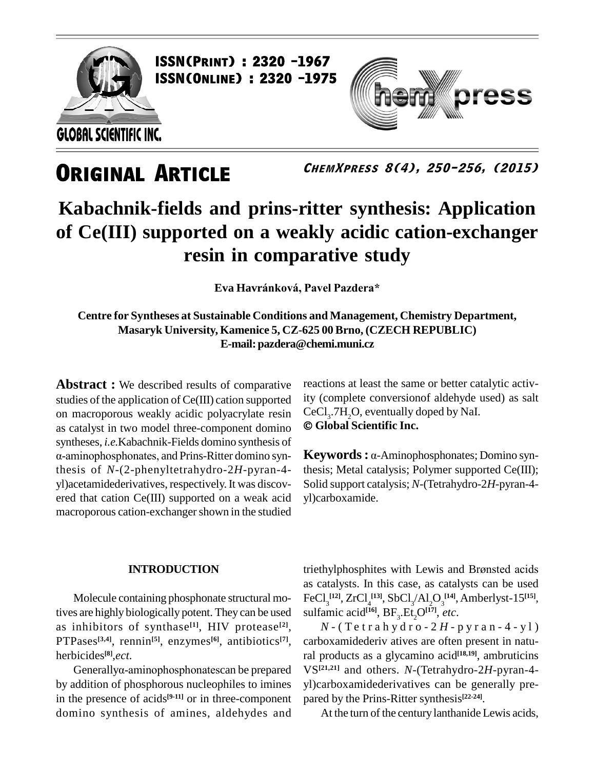ISSN(Print) : 2320 -1967
ISSN(Online) : 2320 -1975

**ORIGINAL ARTICLE**

# Kabachnik-fields and prins-ritter synthesis: Application of Ce(III) supported on a weakly acidic cation-exchanger resin in comparative study

**Eva Havránková, Pavel Pazdera***

**Centre for Syntheses at Sustainable Conditions and Management, Chemistry Department, Masaryk University, Kamenice 5, CZ-625 00 Brno, (CZECH REPUBLIC)**
**E-mail: pazdera@chemi.muni.cz**

**Abstract :** We described results of comparative studies of the application of Ce(III) cation supported on macroporous weakly acidic polyacrylate resin as catalyst in two model three-component domino syntheses, *i.e.*Kabachnik-Fields domino synthesis of α-aminophosphonates, and Prins-Ritter domino synthesis of *N*-(2-phenyltetrahydro-2*H*-pyran-4-yl)acetamidederivatives, respectively. It was discovered that cation Ce(III) supported on a weak acid macroporous cation-exchanger shown in the studied reactions at least the same or better catalytic activity (complete conversionof aldehyde used) as salt $CeCl_3.7H_2O$, eventually doped by NaI.
**© Global Scientific Inc.**

**Keywords :** α-Aminophosphonates; Domino synthesis; Metal catalysis; Polymer supported Ce(III); Solid support catalysis; *N*-(Tetrahydro-2*H*-pyran-4-yl)carboxamide.

## INTRODUCTION

Molecule containing phosphonate structural motives are highly biologically potent. They can be used as inhibitors of synthase[1], HIV protease[2], PTPases[3,4], rennin[5], enzymes[6], antibiotics[7], herbicides[8],*ect*.

Generallyα-aminophosphonatescan be prepared by addition of phosphorous nucleophiles to imines in the presence of acids[9-11] or in three-component domino synthesis of amines, aldehydes and triethylphosphites with Lewis and Brønsted acids as catalysts. In this case, as catalysts can be used $FeCl_3$[12], $ZrCl_4$[13], $SbCl_3/Al_2O_3$[14], Amberlyst-15[15], sulfamic acid[16], $BF_3.Et_2O$[17], *etc*.

*N*-(Tetrahydro-2*H*-pyran-4-yl)carboxamidederiv atives are often present in natural products as a glycamino acid[18,19], ambruticins VS[21,21] and others. *N*-(Tetrahydro-2*H*-pyran-4-yl)carboxamidederivatives can be generally prepared by the Prins-Ritter synthesis[22-24].

At the turn of the century lanthanide Lewis acids,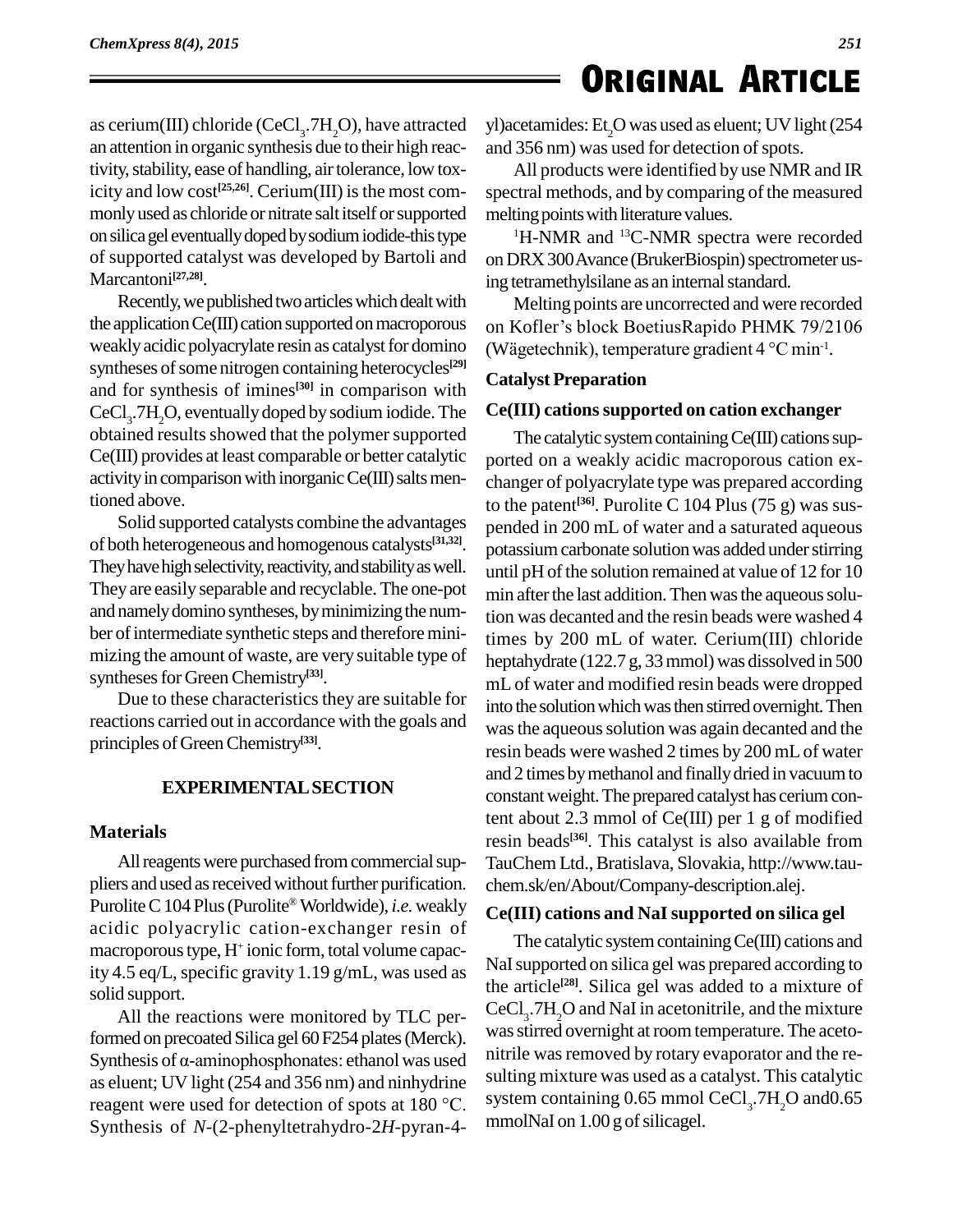as cerium(III) chloride ($CeCl_3.7H_2O$), have attracted an attention in organic synthesis due to their high reactivity, stability, ease of handling, air tolerance, low toxicity and low cost[25,26]. Cerium(III) is the most commonly used as chloride or nitrate salt itself or supported on silica gel eventually doped by sodium iodide-this type of supported catalyst was developed by Bartoli and Marcantoni[27,28].

Recently, we published two articles which dealt with the application Ce(III) cation supported on macroporous weakly acidic polyacrylate resin as catalyst for domino syntheses of some nitrogen containing heterocycles[29] and for synthesis of imines[30] in comparison with $CeCl_3.7H_2O$, eventually doped by sodium iodide. The obtained results showed that the polymer supported Ce(III) provides at least comparable or better catalytic activity in comparison with inorganic Ce(III) salts mentioned above.

Solid supported catalysts combine the advantages of both heterogeneous and homogenous catalysts[31,32]. They have high selectivity, reactivity, and stability as well. They are easily separable and recyclable. The one-pot and namely domino syntheses, by minimizing the number of intermediate synthetic steps and therefore minimizing the amount of waste, are very suitable type of syntheses for Green Chemistry[33].

Due to these characteristics they are suitable for reactions carried out in accordance with the goals and principles of Green Chemistry[33].

## EXPERIMENTAL SECTION

### Materials

All reagents were purchased from commercial suppliers and used as received without further purification. Purolite C 104 Plus (Purolite® Worldwide), *i.e.* weakly acidic polyacrylic cation-exchanger resin of macroporous type, $H^+$ ionic form, total volume capacity 4.5 eq/L, specific gravity 1.19 g/mL, was used as solid support.

All the reactions were monitored by TLC performed on precoated Silica gel 60 F254 plates (Merck). Synthesis of α-aminophosphonates: ethanol was used as eluent; UV light (254 and 356 nm) and ninhydrine reagent were used for detection of spots at 180 °C. Synthesis of *N*-(2-phenyltetrahydro-2*H*-pyran-4-yl)acetamides: $Et_2O$ was used as eluent; UV light (254 and 356 nm) was used for detection of spots.

All products were identified by use NMR and IR spectral methods, and by comparing of the measured melting points with literature values.

$^1$H-NMR and $^{13}$C-NMR spectra were recorded on DRX 300 Avance (BrukerBiospin) spectrometer using tetramethylsilane as an internal standard.

Melting points are uncorrected and were recorded on Kofler's block BoetiusRapido PHMK 79/2106 (Wägetechnik), temperature gradient 4 °C min$^{-1}$.

### Catalyst Preparation

#### Ce(III) cations supported on cation exchanger

The catalytic system containing Ce(III) cations supported on a weakly acidic macroporous cation exchanger of polyacrylate type was prepared according to the patent[36]. Purolite C 104 Plus (75 g) was suspended in 200 mL of water and a saturated aqueous potassium carbonate solution was added under stirring until pH of the solution remained at value of 12 for 10 min after the last addition. Then was the aqueous solution was decanted and the resin beads were washed 4 times by 200 mL of water. Cerium(III) chloride heptahydrate (122.7 g, 33 mmol) was dissolved in 500 mL of water and modified resin beads were dropped into the solution which was then stirred overnight. Then was the aqueous solution was again decanted and the resin beads were washed 2 times by 200 mL of water and 2 times by methanol and finally dried in vacuum to constant weight. The prepared catalyst has cerium content about 2.3 mmol of Ce(III) per 1 g of modified resin beads[36]. This catalyst is also available from TauChem Ltd., Bratislava, Slovakia, http://www.tauchem.sk/en/About/Company-description.alej.

#### Ce(III) cations and NaI supported on silica gel

The catalytic system containing Ce(III) cations and NaI supported on silica gel was prepared according to the article[28]. Silica gel was added to a mixture of $CeCl_3.7H_2O$ and NaI in acetonitrile, and the mixture was stirred overnight at room temperature. The acetonitrile was removed by rotary evaporator and the resulting mixture was used as a catalyst. This catalytic system containing 0.65 mmol $CeCl_3.7H_2O$ and0.65 mmolNaI on 1.00 g of silicagel.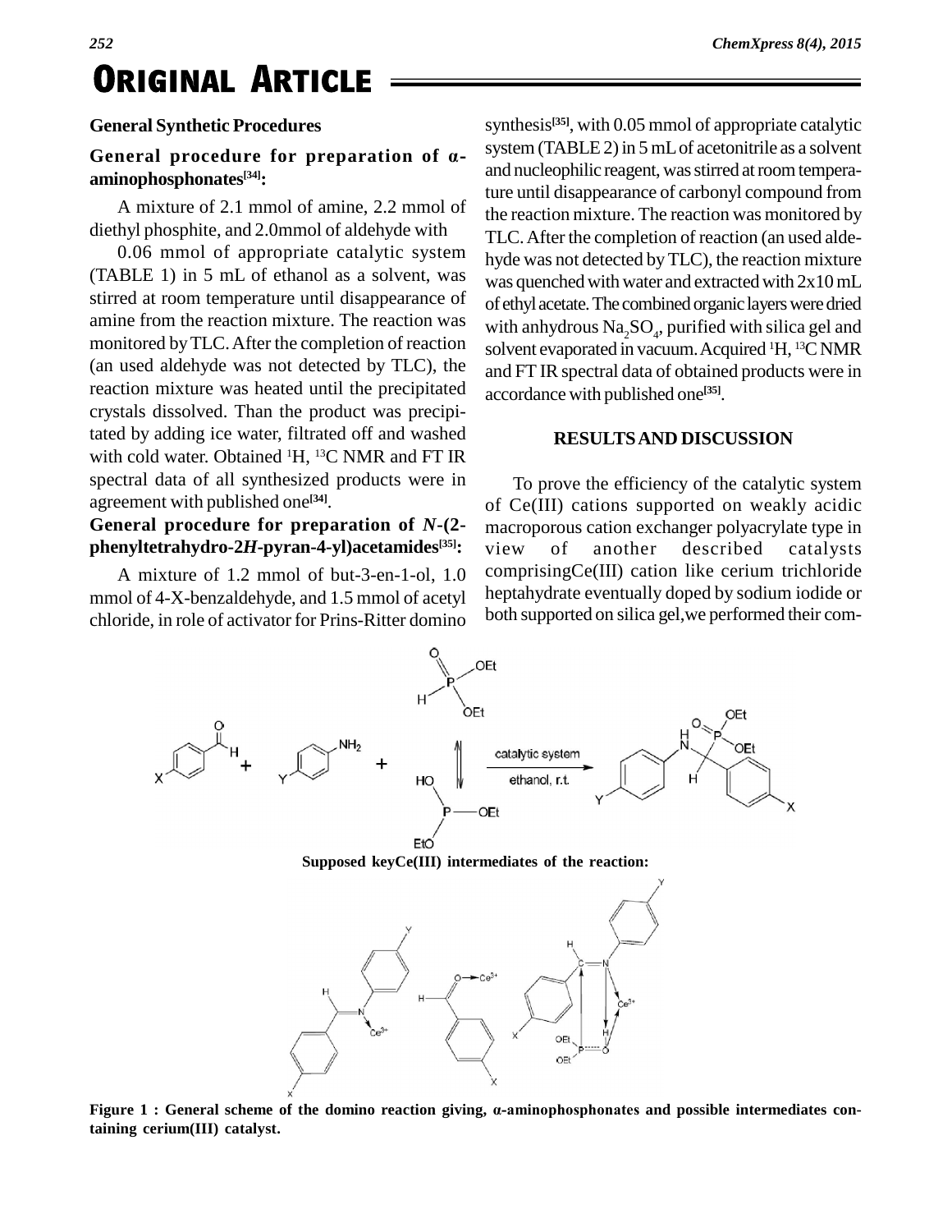## General Synthetic Procedures

### General procedure for preparation of α-aminophosphonates[34]:

A mixture of 2.1 mmol of amine, 2.2 mmol of diethyl phosphite, and 2.0mmol of aldehyde with

0.06 mmol of appropriate catalytic system (TABLE 1) in 5 mL of ethanol as a solvent, was stirred at room temperature until disappearance of amine from the reaction mixture. The reaction was monitored by TLC. After the completion of reaction (an used aldehyde was not detected by TLC), the reaction mixture was heated until the precipitated crystals dissolved. Than the product was precipitated by adding ice water, filtrated off and washed with cold water. Obtained $^{1}$H, $^{13}$C NMR and FT IR spectral data of all synthesized products were in agreement with published one[34].

### General procedure for preparation of *N*-(2-phenyltetrahydro-2*H*-pyran-4-yl)acetamides[35]:

A mixture of 1.2 mmol of but-3-en-1-ol, 1.0 mmol of 4-X-benzaldehyde, and 1.5 mmol of acetyl chloride, in role of activator for Prins-Ritter domino synthesis[35], with 0.05 mmol of appropriate catalytic system (TABLE 2) in 5 mL of acetonitrile as a solvent and nucleophilic reagent, was stirred at room temperature until disappearance of carbonyl compound from the reaction mixture. The reaction was monitored by TLC. After the completion of reaction (an used aldehyde was not detected by TLC), the reaction mixture was quenched with water and extracted with 2x10 mL of ethyl acetate. The combined organic layers were dried with anhydrous $Na_2SO_4$, purified with silica gel and solvent evaporated in vacuum. Acquired $^{1}$H, $^{13}$C NMR and FT IR spectral data of obtained products were in accordance with published one[35].

## RESULTS AND DISCUSSION

To prove the efficiency of the catalytic system of Ce(III) cations supported on weakly acidic macroporous cation exchanger polyacrylate type in view of another described catalysts comprisingCe(III) cation like cerium trichloride heptahydrate eventually doped by sodium iodide or both supported on silica gel,we performed their com-

Supposed keyCe(III) intermediates of the reaction:

**Figure 1 : General scheme of the domino reaction giving, α-aminophosphonates and possible intermediates containing cerium(III) catalyst.**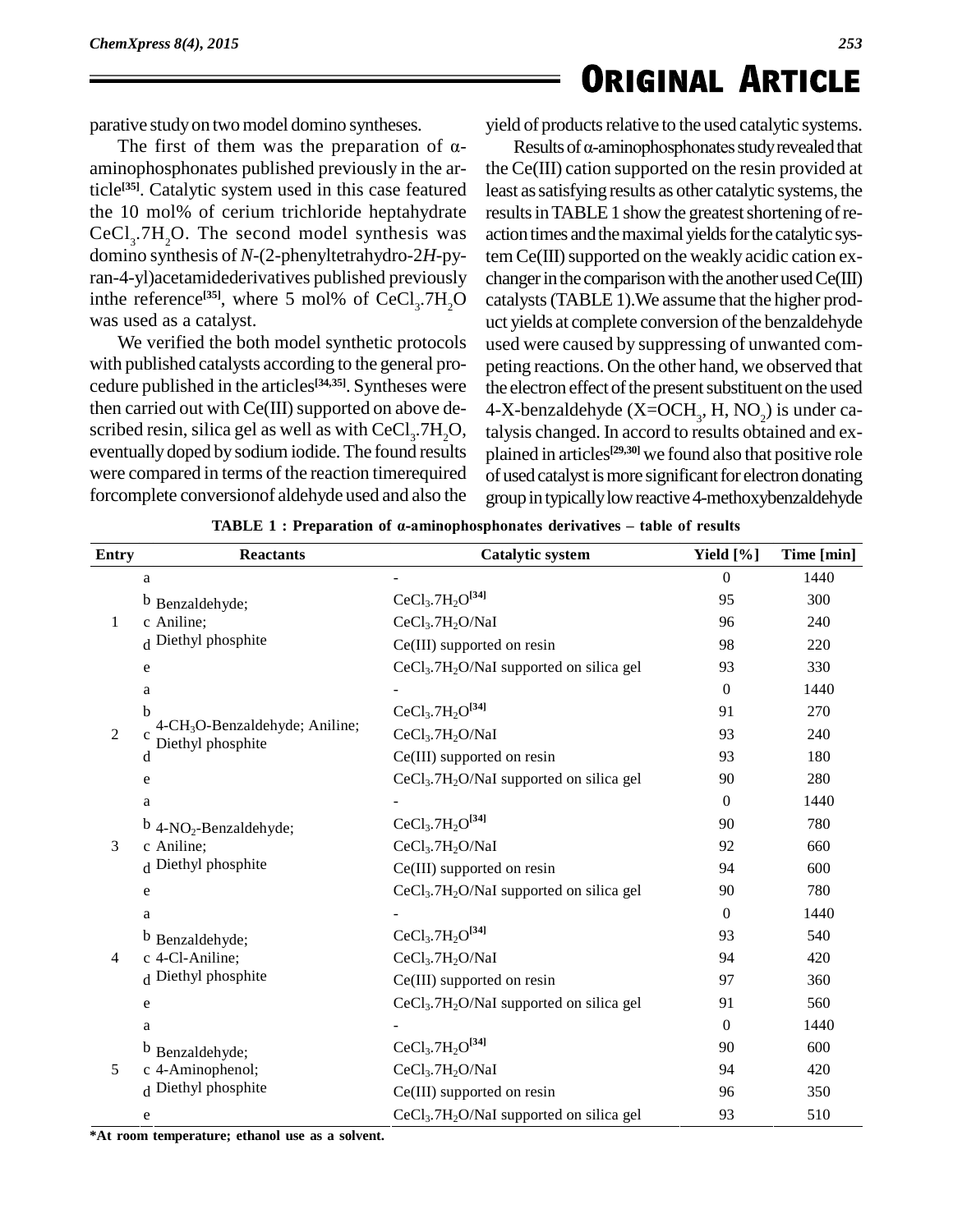parative study on two model domino syntheses.

The first of them was the preparation of α-aminophosphonates published previously in the article[35]. Catalytic system used in this case featured the 10 mol% of cerium trichloride heptahydrate $CeCl_3.7H_2O$. The second model synthesis was domino synthesis of *N*-(2-phenyltetrahydro-2*H*-pyran-4-yl)acetamidederivatives published previously inthe reference[35], where 5 mol% of $CeCl_3.7H_2O$ was used as a catalyst.

We verified the both model synthetic protocols with published catalysts according to the general procedure published in the articles[34,35]. Syntheses were then carried out with Ce(III) supported on above described resin, silica gel as well as with $CeCl_3.7H_2O$, eventually doped by sodium iodide. The found results were compared in terms of the reaction timerequired forcomplete conversionof aldehyde used and also the yield of products relative to the used catalytic systems.

Results of α-aminophosphonates study revealed that the Ce(III) cation supported on the resin provided at least as satisfying results as other catalytic systems, the results in TABLE 1 show the greatest shortening of reaction times and the maximal yields for the catalytic system Ce(III) supported on the weakly acidic cation exchanger in the comparison with the another used Ce(III) catalysts (TABLE 1).We assume that the higher product yields at complete conversion of the benzaldehyde used were caused by suppressing of unwanted competing reactions. On the other hand, we observed that the electron effect of the present substituent on the used 4-X-benzaldehyde (X=$OCH_3$, H, $NO_2$) is under catalysis changed. In accord to results obtained and explained in articles[29,30] we found also that positive role of used catalyst is more significant for electron donating group in typically low reactive 4-methoxybenzaldehyde

**TABLE 1 : Preparation of α-aminophosphonates derivatives – table of results**

| Entry | | Reactants | Catalytic system | Yield [%] | Time [min] |
|---|---|---|---|---|---|
| 1 | a | Benzaldehyde; Aniline; Diethyl phosphite | - | 0 | 1440 |
| | b | | $CeCl_3.7H_2O$[34] | 95 | 300 |
| | c | | $CeCl_3.7H_2O$/NaI | 96 | 240 |
| | d | | Ce(III) supported on resin | 98 | 220 |
| | e | | $CeCl_3.7H_2O$/NaI supported on silica gel | 93 | 330 |
| 2 | a | 4-$CH_3O$-Benzaldehyde; Aniline; Diethyl phosphite | - | 0 | 1440 |
| | b | | $CeCl_3.7H_2O$[34] | 91 | 270 |
| | c | | $CeCl_3.7H_2O$/NaI | 93 | 240 |
| | d | | Ce(III) supported on resin | 93 | 180 |
| | e | | $CeCl_3.7H_2O$/NaI supported on silica gel | 90 | 280 |
| 3 | a | 4-$NO_2$-Benzaldehyde; Aniline; Diethyl phosphite | - | 0 | 1440 |
| | b | | $CeCl_3.7H_2O$[34] | 90 | 780 |
| | c | | $CeCl_3.7H_2O$/NaI | 92 | 660 |
| | d | | Ce(III) supported on resin | 94 | 600 |
| | e | | $CeCl_3.7H_2O$/NaI supported on silica gel | 90 | 780 |
| 4 | a | Benzaldehyde; 4-Cl-Aniline; Diethyl phosphite | - | 0 | 1440 |
| | b | | $CeCl_3.7H_2O$[34] | 93 | 540 |
| | c | | $CeCl_3.7H_2O$/NaI | 94 | 420 |
| | d | | Ce(III) supported on resin | 97 | 360 |
| | e | | $CeCl_3.7H_2O$/NaI supported on silica gel | 91 | 560 |
| 5 | a | Benzaldehyde; 4-Aminophenol; Diethyl phosphite | - | 0 | 1440 |
| | b | | $CeCl_3.7H_2O$[34] | 90 | 600 |
| | c | | $CeCl_3.7H_2O$/NaI | 94 | 420 |
| | d | | Ce(III) supported on resin | 96 | 350 |
| | e | | $CeCl_3.7H_2O$/NaI supported on silica gel | 93 | 510 |

**\*At room temperature; ethanol use as a solvent.**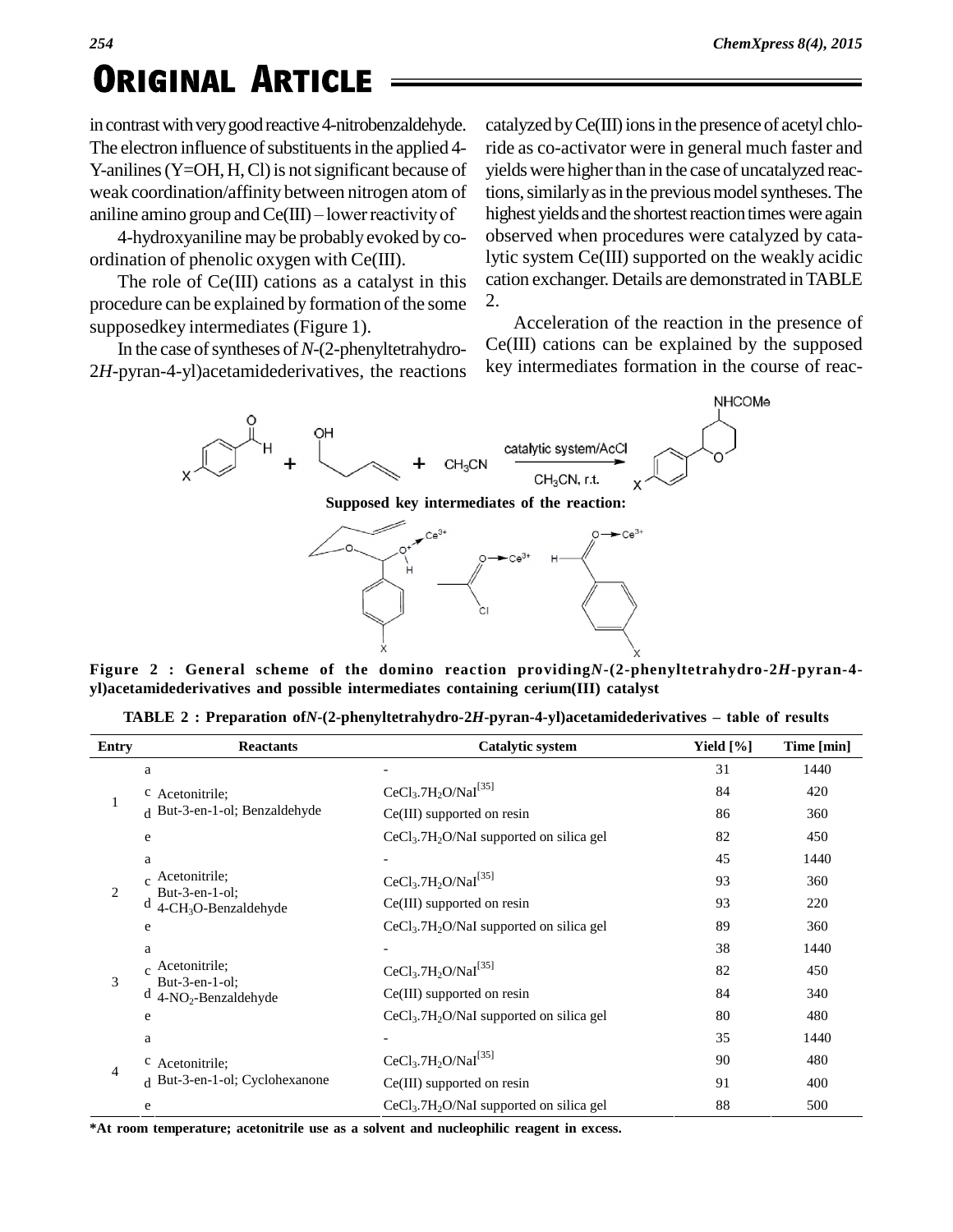in contrast with very good reactive 4-nitrobenzaldehyde. The electron influence of substituents in the applied 4-Y-anilines (Y=OH, H, Cl) is not significant because of weak coordination/affinity between nitrogen atom of aniline amino group and Ce(III) – lower reactivity of

4-hydroxyaniline may be probably evoked by coordination of phenolic oxygen with Ce(III).

The role of Ce(III) cations as a catalyst in this procedure can be explained by formation of the some supposedkey intermediates (Figure 1).

In the case of syntheses of *N*-(2-phenyltetrahydro-2*H*-pyran-4-yl)acetamidederivatives, the reactions catalyzed by Ce(III) ions in the presence of acetyl chloride as co-activator were in general much faster and yields were higher than in the case of uncatalyzed reactions, similarly as in the previous model syntheses. The highest yields and the shortest reaction times were again observed when procedures were catalyzed by catalytic system Ce(III) supported on the weakly acidic cation exchanger. Details are demonstrated in TABLE 2.

Acceleration of the reaction in the presence of Ce(III) cations can be explained by the supposed key intermediates formation in the course of reac-

**Figure 2 : General scheme of the domino reaction providing*N*-(2-phenyltetrahydro-2*H*-pyran-4-yl)acetamidederivatives and possible intermediates containing cerium(III) catalyst**

**TABLE 2 : Preparation of*N*-(2-phenyltetrahydro-2*H*-pyran-4-yl)acetamidederivatives – table of results**

| Entry | | Reactants | Catalytic system | Yield [%] | Time [min] |
|---|---|---|---|---|---|
| 1 | a | Acetonitrile; But-3-en-1-ol; Benzaldehyde | - | 31 | 1440 |
| | c | | $CeCl_3.7H_2O/NaI$[35] | 84 | 420 |
| | d | | Ce(III) supported on resin | 86 | 360 |
| | e | | $CeCl_3.7H_2O/NaI$ supported on silica gel | 82 | 450 |
| 2 | a | Acetonitrile; But-3-en-1-ol; 4-$CH_3O$-Benzaldehyde | - | 45 | 1440 |
| | c | | $CeCl_3.7H_2O/NaI$[35] | 93 | 360 |
| | d | | Ce(III) supported on resin | 93 | 220 |
| | e | | $CeCl_3.7H_2O/NaI$ supported on silica gel | 89 | 360 |
| 3 | a | Acetonitrile; But-3-en-1-ol; 4-$NO_2$-Benzaldehyde | - | 38 | 1440 |
| | c | | $CeCl_3.7H_2O/NaI$[35] | 82 | 450 |
| | d | | Ce(III) supported on resin | 84 | 340 |
| | e | | $CeCl_3.7H_2O/NaI$ supported on silica gel | 80 | 480 |
| 4 | a | Acetonitrile; But-3-en-1-ol; Cyclohexanone | - | 35 | 1440 |
| | c | | $CeCl_3.7H_2O/NaI$[35] | 90 | 480 |
| | d | | Ce(III) supported on resin | 91 | 400 |
| | e | | $CeCl_3.7H_2O/NaI$ supported on silica gel | 88 | 500 |

**\*At room temperature; acetonitrile use as a solvent and nucleophilic reagent in excess.**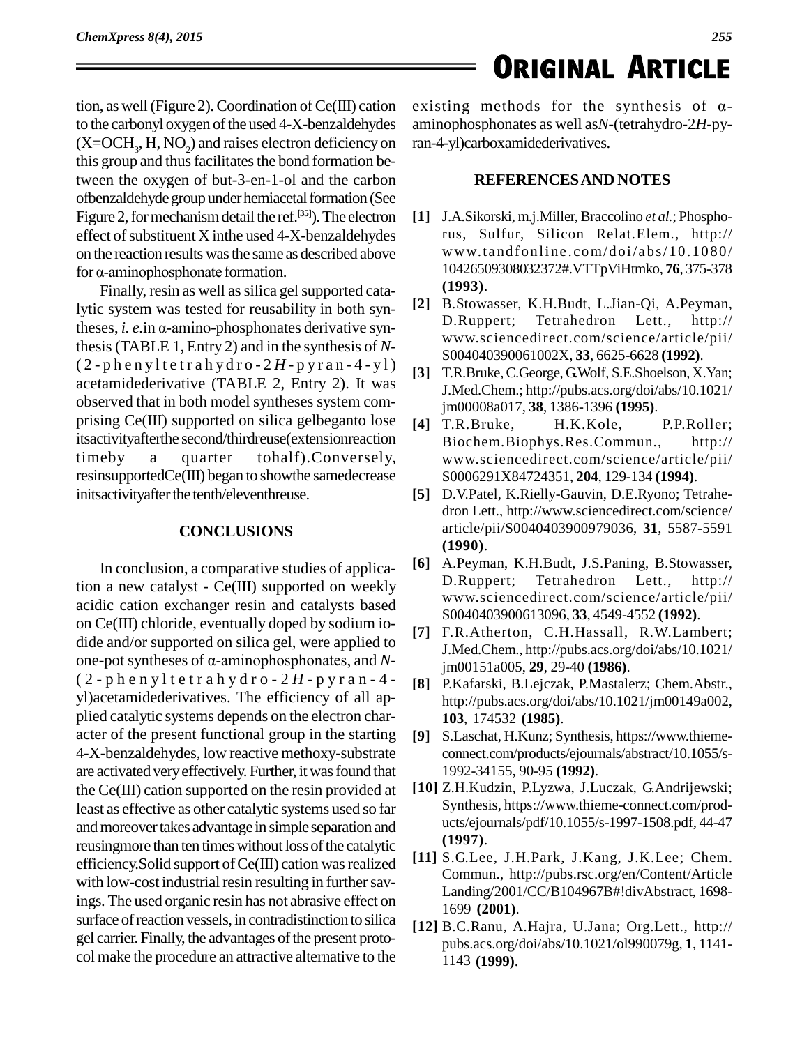tion, as well (Figure 2). Coordination of Ce(III) cation to the carbonyl oxygen of the used 4-X-benzaldehydes ($X=OCH_3$, H, $NO_2$) and raises electron deficiency on this group and thus facilitates the bond formation between the oxygen of but-3-en-1-ol and the carbon ofbenzaldehyde group under hemiacetal formation (See Figure 2, for mechanism detail the ref.[35]). The electron effect of substituent X inthe used 4-X-benzaldehydes on the reaction results was the same as described above for α-aminophosphonate formation.

Finally, resin as well as silica gel supported catalytic system was tested for reusability in both syntheses, *i. e.*in α-amino-phosphonates derivative synthesis (TABLE 1, Entry 2) and in the synthesis of *N*-(2-phenyltetrahydro-2*H*-pyran-4-yl) acetamidederivative (TABLE 2, Entry 2). It was observed that in both model syntheses system comprising Ce(III) supported on silica gelbeganto lose itsactivityafterthe second/thirdreuse(extensionreaction timeby a quarter tohalf).Conversely, resinsupportedCe(III) began to showthe samedecrease initsactivityafter the tenth/eleventhreuse.

## CONCLUSIONS

In conclusion, a comparative studies of application a new catalyst - Ce(III) supported on weekly acidic cation exchanger resin and catalysts based on Ce(III) chloride, eventually doped by sodium iodide and/or supported on silica gel, were applied to one-pot syntheses of α-aminophosphonates, and *N*-(2-phenyltetrahydro-2*H*-pyran-4-yl)acetamidederivatives. The efficiency of all applied catalytic systems depends on the electron character of the present functional group in the starting 4-X-benzaldehydes, low reactive methoxy-substrate are activated very effectively. Further, it was found that the Ce(III) cation supported on the resin provided at least as effective as other catalytic systems used so far and moreover takes advantage in simple separation and reusingmore than ten times without loss of the catalytic efficiency.Solid support of Ce(III) cation was realized with low-cost industrial resin resulting in further savings. The used organic resin has not abrasive effect on surface of reaction vessels, in contradistinction to silica gel carrier. Finally, the advantages of the present protocol make the procedure an attractive alternative to the existing methods for the synthesis of α-aminophosphonates as well as*N*-(tetrahydro-2*H*-pyran-4-yl)carboxamidederivatives.

## REFERENCES AND NOTES

[1] J.A.Sikorski, m.j.Miller, Braccolino *et al.*; Phosphorus, Sulfur, Silicon Relat.Elem., http://www.tandfonline.com/doi/abs/10.1080/10426509308032372#.VTTpViHtmko, **76**, 375-378 **(1993)**.

[2] B.Stowasser, K.H.Budt, L.Jian-Qi, A.Peyman, D.Ruppert; Tetrahedron Lett., http://www.sciencedirect.com/science/article/pii/S004040390061002X, **33**, 6625-6628 **(1992)**.

[3] T.R.Bruke, C.George, G.Wolf, S.E.Shoelson, X.Yan; J.Med.Chem.; http://pubs.acs.org/doi/abs/10.1021/jm00008a017, **38**, 1386-1396 **(1995)**.

[4] T.R.Bruke, H.K.Kole, P.P.Roller; Biochem.Biophys.Res.Commun., http://www.sciencedirect.com/science/article/pii/S0006291X84724351, **204**, 129-134 **(1994)**.

[5] D.V.Patel, K.Rielly-Gauvin, D.E.Ryono; Tetrahedron Lett., http://www.sciencedirect.com/science/article/pii/S0040403900979036, **31**, 5587-5591 **(1990)**.

[6] A.Peyman, K.H.Budt, J.S.Paning, B.Stowasser, D.Ruppert; Tetrahedron Lett., http://www.sciencedirect.com/science/article/pii/S0040403900613096, **33**, 4549-4552 **(1992)**.

[7] F.R.Atherton, C.H.Hassall, R.W.Lambert; J.Med.Chem., http://pubs.acs.org/doi/abs/10.1021/jm00151a005, **29**, 29-40 **(1986)**.

[8] P.Kafarski, B.Lejczak, P.Mastalerz; Chem.Abstr., http://pubs.acs.org/doi/abs/10.1021/jm00149a002, **103**, 174532 **(1985)**.

[9] S.Laschat, H.Kunz; Synthesis, https://www.thieme-connect.com/products/ejournals/abstract/10.1055/s-1992-34155, 90-95 **(1992)**.

[10] Z.H.Kudzin, P.Lyzwa, J.Luczak, G.Andrijewski; Synthesis, https://www.thieme-connect.com/products/ejournals/pdf/10.1055/s-1997-1508.pdf, 44-47 **(1997)**.

[11] S.G.Lee, J.H.Park, J.Kang, J.K.Lee; Chem. Commun., http://pubs.rsc.org/en/Content/ArticleLanding/2001/CC/B104967B#!divAbstract, 1698-1699 **(2001)**.

[12] B.C.Ranu, A.Hajra, U.Jana; Org.Lett., http://pubs.acs.org/doi/abs/10.1021/ol990079g, **1**, 1141-1143 **(1999)**.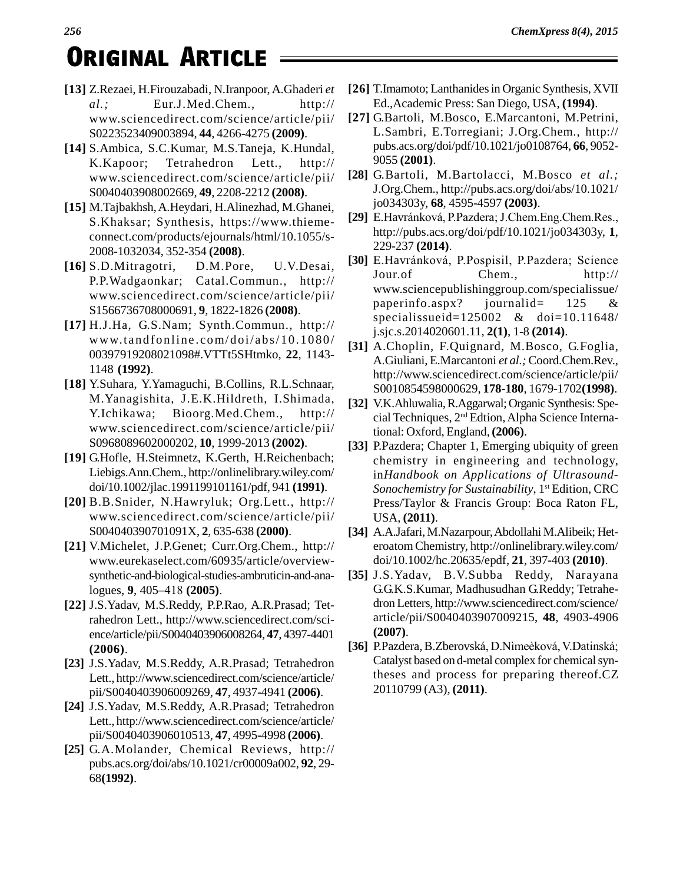**[13]** Z.Rezaei, H.Firouzabadi, N.Iranpoor, A.Ghaderi *et al.;* Eur.J.Med.Chem., http://www.sciencedirect.com/science/article/pii/S0223523409003894, **44**, 4266-4275 **(2009)**.

**[14]** S.Ambica, S.C.Kumar, M.S.Taneja, K.Hundal, K.Kapoor; Tetrahedron Lett., http://www.sciencedirect.com/science/article/pii/S0040403908002669, **49**, 2208-2212 **(2008)**.

**[15]** M.Tajbakhsh, A.Heydari, H.Alinezhad, M.Ghanei, S.Khaksar; Synthesis, https://www.thieme-connect.com/products/ejournals/html/10.1055/s-2008-1032034, 352-354 **(2008)**.

**[16]** S.D.Mitragotri, D.M.Pore, U.V.Desai, P.P.Wadgaonkar; Catal.Commun., http://www.sciencedirect.com/science/article/pii/S1566736708000691, **9**, 1822-1826 **(2008)**.

**[17]** H.J.Ha, G.S.Nam; Synth.Commun., http://www.tandfonline.com/doi/abs/10.1080/00397919208021098#.VTTt5SHtmko, **22**, 1143-1148 **(1992)**.

**[18]** Y.Suhara, Y.Yamaguchi, B.Collins, R.L.Schnaar, M.Yanagishita, J.E.K.Hildreth, I.Shimada, Y.Ichikawa; Bioorg.Med.Chem., http://www.sciencedirect.com/science/article/pii/S0968089602000202, **10**, 1999-2013 **(2002)**.

**[19]** G.Hofle, H.Steimnetz, K.Gerth, H.Reichenbach; Liebigs.Ann.Chem., http://onlinelibrary.wiley.com/doi/10.1002/jlac.1991199101161/pdf, 941 **(1991)**.

**[20]** B.B.Snider, N.Hawryluk; Org.Lett., http://www.sciencedirect.com/science/article/pii/S004040390701091X, **2**, 635-638 **(2000)**.

**[21]** V.Michelet, J.P.Genet; Curr.Org.Chem., http://www.eurekaselect.com/60935/article/overview-synthetic-and-biological-studies-ambruticin-and-analogues, **9**, 405–418 **(2005)**.

**[22]** J.S.Yadav, M.S.Reddy, P.P.Rao, A.R.Prasad; Tetrahedron Lett., http://www.sciencedirect.com/science/article/pii/S0040403906008264, **47**, 4397-4401 **(2006)**.

**[23]** J.S.Yadav, M.S.Reddy, A.R.Prasad; Tetrahedron Lett., http://www.sciencedirect.com/science/article/pii/S0040403906009269, **47**, 4937-4941 **(2006)**.

**[24]** J.S.Yadav, M.S.Reddy, A.R.Prasad; Tetrahedron Lett., http://www.sciencedirect.com/science/article/pii/S0040403906010513, **47**, 4995-4998 **(2006)**.

**[25]** G.A.Molander, Chemical Reviews, http://pubs.acs.org/doi/abs/10.1021/cr00009a002, **92**, 29-68**(1992)**.

**[26]** T.Imamoto; Lanthanides in Organic Synthesis, XVII Ed.,Academic Press: San Diego, USA, **(1994)**.

**[27]** G.Bartoli, M.Bosco, E.Marcantoni, M.Petrini, L.Sambri, E.Torregiani; J.Org.Chem., http://pubs.acs.org/doi/pdf/10.1021/jo0108764, **66**, 9052-9055 **(2001)**.

**[28]** G.Bartoli, M.Bartolacci, M.Bosco *et al.;* J.Org.Chem., http://pubs.acs.org/doi/abs/10.1021/jo034303y, **68**, 4595-4597 **(2003)**.

**[29]** E.Havránková, P.Pazdera; J.Chem.Eng.Chem.Res., http://pubs.acs.org/doi/pdf/10.1021/jo034303y, **1**, 229-237 **(2014)**.

**[30]** E.Havránková, P.Pospisil, P.Pazdera; Science Jour.of Chem., http://www.sciencepublishinggroup.com/specialissue/paperinfo.aspx? journalid= 125 & specialissueid=125002 & doi=10.11648/j.sjc.s.2014020601.11, **2(1)**, 1-8 **(2014)**.

**[31]** A.Choplin, F.Quignard, M.Bosco, G.Foglia, A.Giuliani, E.Marcantoni *et al.;* Coord.Chem.Rev., http://www.sciencedirect.com/science/article/pii/S0010854598000629, **178-180**, 1679-1702**(1998)**.

**[32]** V.K.Ahluwalia, R.Aggarwal; Organic Synthesis: Special Techniques, 2nd Edtion, Alpha Science International: Oxford, England, **(2006)**.

**[33]** P.Pazdera; Chapter 1, Emerging ubiquity of green chemistry in engineering and technology, in*Handbook on Applications of Ultrasound-Sonochemistry for Sustainability*, 1st Edition, CRC Press/Taylor & Francis Group: Boca Raton FL, USA, **(2011)**.

**[34]** A.A.Jafari, M.Nazarpour, Abdollahi M.Alibeik; Heteroatom Chemistry, http://onlinelibrary.wiley.com/doi/10.1002/hc.20635/epdf, **21**, 397-403 **(2010)**.

**[35]** J.S.Yadav, B.V.Subba Reddy, Narayana G.G.K.S.Kumar, Madhusudhan G.Reddy; Tetrahedron Letters, http://www.sciencedirect.com/science/article/pii/S0040403907009215, **48**, 4903-4906 **(2007)**.

**[36]** P.Pazdera, B.Zberovská, D.Nìmeèková, V.Datinská; Catalyst based on d-metal complex for chemical syntheses and process for preparing thereof.CZ 20110799 (A3), **(2011)**.